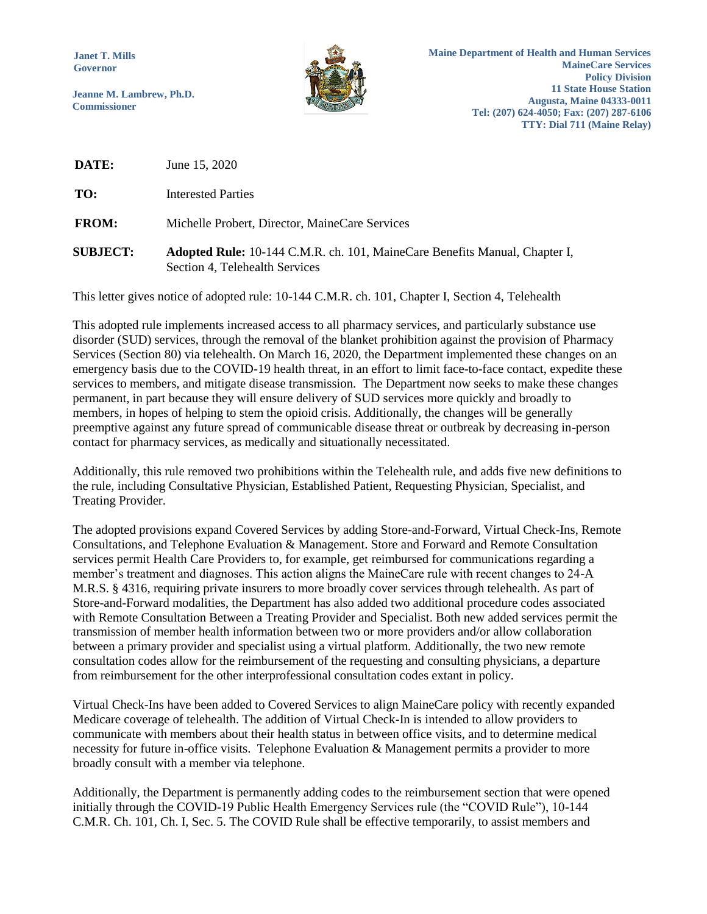**Janet T. Mills**
**Governor**

**Jeanne M. Lambrew, Ph.D.**
**Commissioner**

**Maine Department of Health and Human Services**
**MaineCare Services**
**Policy Division**
**11 State House Station**
**Augusta, Maine 04333-0011**
**Tel: (207) 624-4050; Fax: (207) 287-6106**
**TTY: Dial 711 (Maine Relay)**

| | |
|---|---|
| **DATE:** | June 15, 2020 |
| **TO:** | Interested Parties |
| **FROM:** | Michelle Probert, Director, MaineCare Services |
| **SUBJECT:** | **Adopted Rule:** 10-144 C.M.R. ch. 101, MaineCare Benefits Manual, Chapter I, Section 4, Telehealth Services |

This letter gives notice of adopted rule: 10-144 C.M.R. ch. 101, Chapter I, Section 4, Telehealth

This adopted rule implements increased access to all pharmacy services, and particularly substance use disorder (SUD) services, through the removal of the blanket prohibition against the provision of Pharmacy Services (Section 80) via telehealth. On March 16, 2020, the Department implemented these changes on an emergency basis due to the COVID-19 health threat, in an effort to limit face-to-face contact, expedite these services to members, and mitigate disease transmission. The Department now seeks to make these changes permanent, in part because they will ensure delivery of SUD services more quickly and broadly to members, in hopes of helping to stem the opioid crisis. Additionally, the changes will be generally preemptive against any future spread of communicable disease threat or outbreak by decreasing in-person contact for pharmacy services, as medically and situationally necessitated.

Additionally, this rule removed two prohibitions within the Telehealth rule, and adds five new definitions to the rule, including Consultative Physician, Established Patient, Requesting Physician, Specialist, and Treating Provider.

The adopted provisions expand Covered Services by adding Store-and-Forward, Virtual Check-Ins, Remote Consultations, and Telephone Evaluation & Management. Store and Forward and Remote Consultation services permit Health Care Providers to, for example, get reimbursed for communications regarding a member's treatment and diagnoses. This action aligns the MaineCare rule with recent changes to 24-A M.R.S. § 4316, requiring private insurers to more broadly cover services through telehealth. As part of Store-and-Forward modalities, the Department has also added two additional procedure codes associated with Remote Consultation Between a Treating Provider and Specialist. Both new added services permit the transmission of member health information between two or more providers and/or allow collaboration between a primary provider and specialist using a virtual platform. Additionally, the two new remote consultation codes allow for the reimbursement of the requesting and consulting physicians, a departure from reimbursement for the other interprofessional consultation codes extant in policy.

Virtual Check-Ins have been added to Covered Services to align MaineCare policy with recently expanded Medicare coverage of telehealth. The addition of Virtual Check-In is intended to allow providers to communicate with members about their health status in between office visits, and to determine medical necessity for future in-office visits. Telephone Evaluation & Management permits a provider to more broadly consult with a member via telephone.

Additionally, the Department is permanently adding codes to the reimbursement section that were opened initially through the COVID-19 Public Health Emergency Services rule (the "COVID Rule"), 10-144 C.M.R. Ch. 101, Ch. I, Sec. 5. The COVID Rule shall be effective temporarily, to assist members and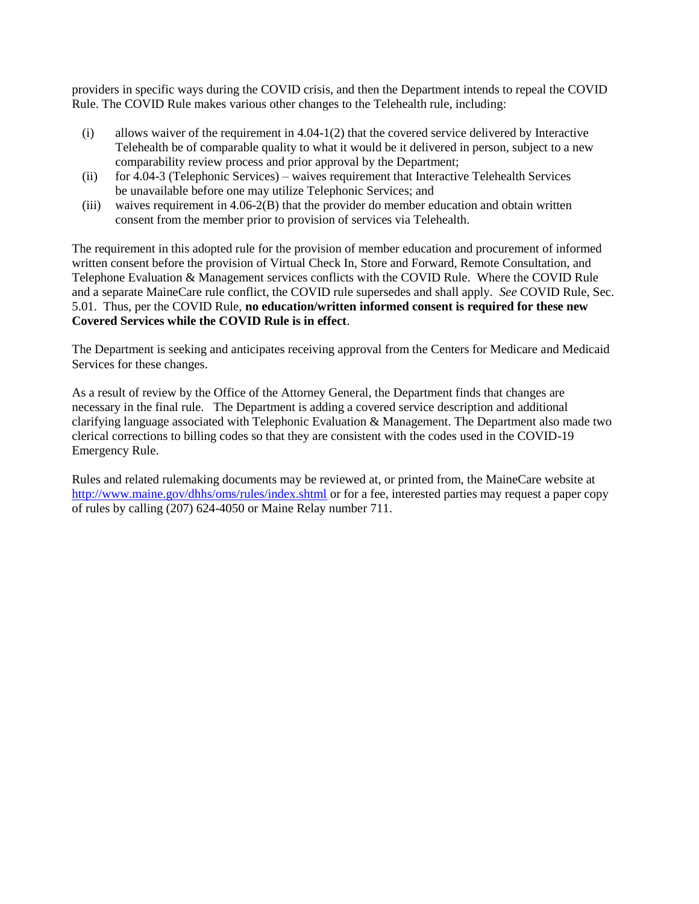providers in specific ways during the COVID crisis, and then the Department intends to repeal the COVID Rule. The COVID Rule makes various other changes to the Telehealth rule, including:

(i) allows waiver of the requirement in 4.04-1(2) that the covered service delivered by Interactive Telehealth be of comparable quality to what it would be it delivered in person, subject to a new comparability review process and prior approval by the Department;
(ii) for 4.04-3 (Telephonic Services) – waives requirement that Interactive Telehealth Services be unavailable before one may utilize Telephonic Services; and
(iii) waives requirement in 4.06-2(B) that the provider do member education and obtain written consent from the member prior to provision of services via Telehealth.

The requirement in this adopted rule for the provision of member education and procurement of informed written consent before the provision of Virtual Check In, Store and Forward, Remote Consultation, and Telephone Evaluation & Management services conflicts with the COVID Rule. Where the COVID Rule and a separate MaineCare rule conflict, the COVID rule supersedes and shall apply. *See* COVID Rule, Sec. 5.01. Thus, per the COVID Rule, **no education/written informed consent is required for these new Covered Services while the COVID Rule is in effect**.

The Department is seeking and anticipates receiving approval from the Centers for Medicare and Medicaid Services for these changes.

As a result of review by the Office of the Attorney General, the Department finds that changes are necessary in the final rule. The Department is adding a covered service description and additional clarifying language associated with Telephonic Evaluation & Management. The Department also made two clerical corrections to billing codes so that they are consistent with the codes used in the COVID-19 Emergency Rule.

Rules and related rulemaking documents may be reviewed at, or printed from, the MaineCare website at http://www.maine.gov/dhhs/oms/rules/index.shtml or for a fee, interested parties may request a paper copy of rules by calling (207) 624-4050 or Maine Relay number 711.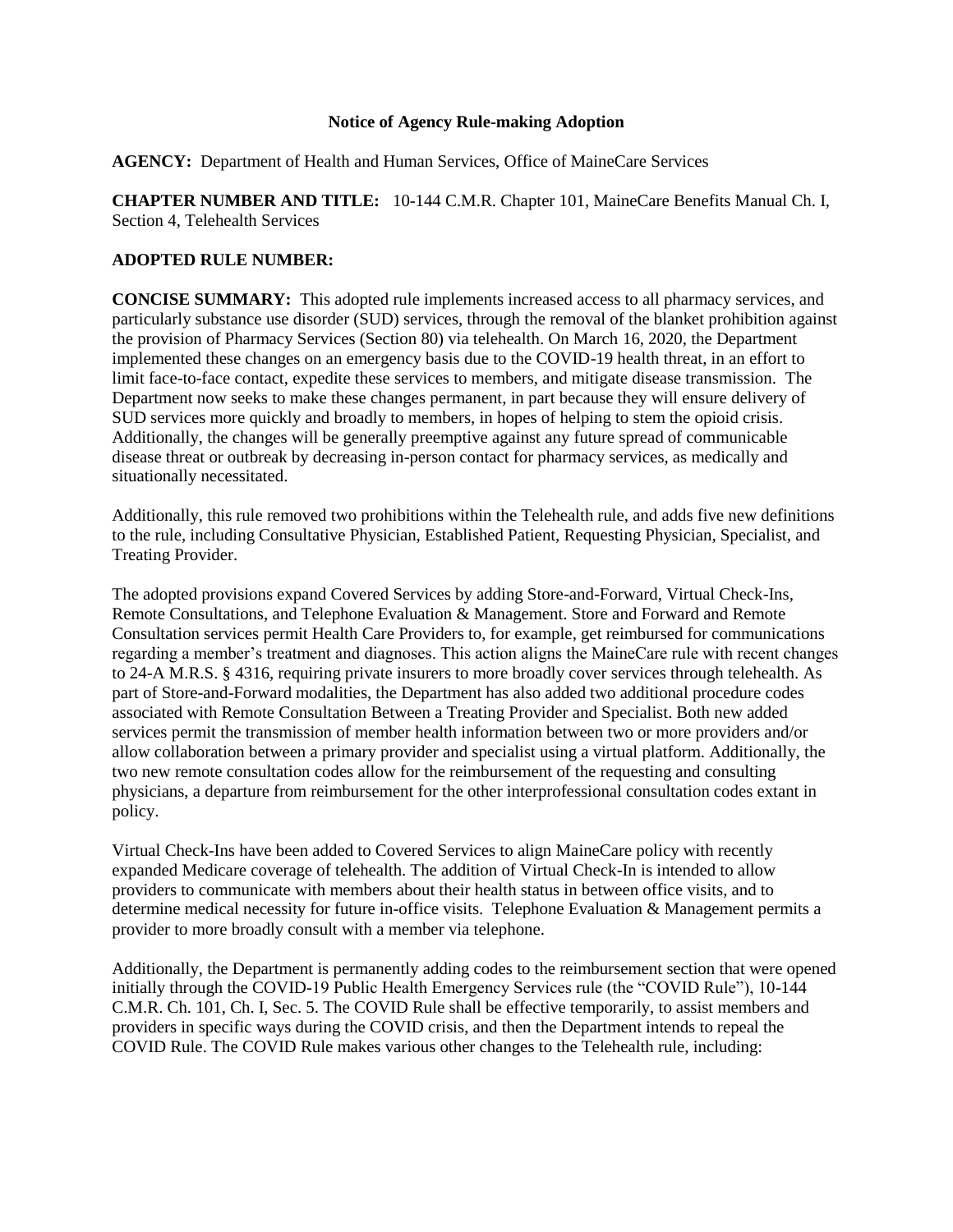**Notice of Agency Rule-making Adoption**

**AGENCY:** Department of Health and Human Services, Office of MaineCare Services

**CHAPTER NUMBER AND TITLE:** 10-144 C.M.R. Chapter 101, MaineCare Benefits Manual Ch. I, Section 4, Telehealth Services

**ADOPTED RULE NUMBER:**

**CONCISE SUMMARY:** This adopted rule implements increased access to all pharmacy services, and particularly substance use disorder (SUD) services, through the removal of the blanket prohibition against the provision of Pharmacy Services (Section 80) via telehealth. On March 16, 2020, the Department implemented these changes on an emergency basis due to the COVID-19 health threat, in an effort to limit face-to-face contact, expedite these services to members, and mitigate disease transmission. The Department now seeks to make these changes permanent, in part because they will ensure delivery of SUD services more quickly and broadly to members, in hopes of helping to stem the opioid crisis. Additionally, the changes will be generally preemptive against any future spread of communicable disease threat or outbreak by decreasing in-person contact for pharmacy services, as medically and situationally necessitated.

Additionally, this rule removed two prohibitions within the Telehealth rule, and adds five new definitions to the rule, including Consultative Physician, Established Patient, Requesting Physician, Specialist, and Treating Provider.

The adopted provisions expand Covered Services by adding Store-and-Forward, Virtual Check-Ins, Remote Consultations, and Telephone Evaluation & Management. Store and Forward and Remote Consultation services permit Health Care Providers to, for example, get reimbursed for communications regarding a member's treatment and diagnoses. This action aligns the MaineCare rule with recent changes to 24-A M.R.S. § 4316, requiring private insurers to more broadly cover services through telehealth. As part of Store-and-Forward modalities, the Department has also added two additional procedure codes associated with Remote Consultation Between a Treating Provider and Specialist. Both new added services permit the transmission of member health information between two or more providers and/or allow collaboration between a primary provider and specialist using a virtual platform. Additionally, the two new remote consultation codes allow for the reimbursement of the requesting and consulting physicians, a departure from reimbursement for the other interprofessional consultation codes extant in policy.

Virtual Check-Ins have been added to Covered Services to align MaineCare policy with recently expanded Medicare coverage of telehealth. The addition of Virtual Check-In is intended to allow providers to communicate with members about their health status in between office visits, and to determine medical necessity for future in-office visits. Telephone Evaluation & Management permits a provider to more broadly consult with a member via telephone.

Additionally, the Department is permanently adding codes to the reimbursement section that were opened initially through the COVID-19 Public Health Emergency Services rule (the "COVID Rule"), 10-144 C.M.R. Ch. 101, Ch. I, Sec. 5. The COVID Rule shall be effective temporarily, to assist members and providers in specific ways during the COVID crisis, and then the Department intends to repeal the COVID Rule. The COVID Rule makes various other changes to the Telehealth rule, including: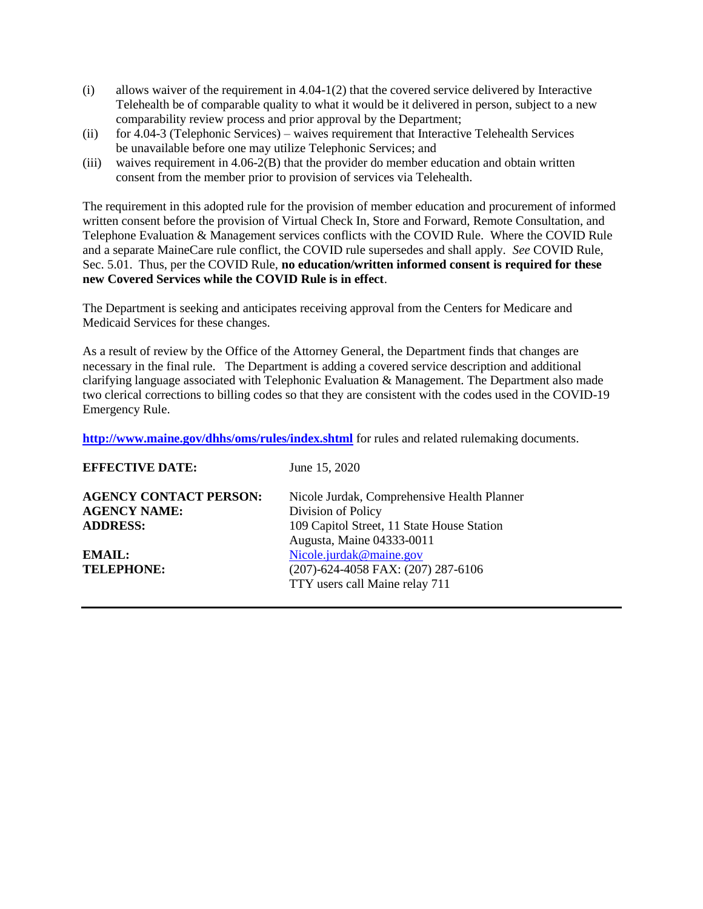(i) allows waiver of the requirement in 4.04-1(2) that the covered service delivered by Interactive Telehealth be of comparable quality to what it would be it delivered in person, subject to a new comparability review process and prior approval by the Department;

(ii) for 4.04-3 (Telephonic Services) – waives requirement that Interactive Telehealth Services be unavailable before one may utilize Telephonic Services; and

(iii) waives requirement in 4.06-2(B) that the provider do member education and obtain written consent from the member prior to provision of services via Telehealth.

The requirement in this adopted rule for the provision of member education and procurement of informed written consent before the provision of Virtual Check In, Store and Forward, Remote Consultation, and Telephone Evaluation & Management services conflicts with the COVID Rule. Where the COVID Rule and a separate MaineCare rule conflict, the COVID rule supersedes and shall apply. *See* COVID Rule, Sec. 5.01. Thus, per the COVID Rule, **no education/written informed consent is required for these new Covered Services while the COVID Rule is in effect**.

The Department is seeking and anticipates receiving approval from the Centers for Medicare and Medicaid Services for these changes.

As a result of review by the Office of the Attorney General, the Department finds that changes are necessary in the final rule. The Department is adding a covered service description and additional clarifying language associated with Telephonic Evaluation & Management. The Department also made two clerical corrections to billing codes so that they are consistent with the codes used in the COVID-19 Emergency Rule.

**http://www.maine.gov/dhhs/oms/rules/index.shtml** for rules and related rulemaking documents.

| | |
|---|---|
| **EFFECTIVE DATE:** | June 15, 2020 |
| **AGENCY CONTACT PERSON:** | Nicole Jurdak, Comprehensive Health Planner |
| **AGENCY NAME:** | Division of Policy |
| **ADDRESS:** | 109 Capitol Street, 11 State House Station<br>Augusta, Maine 04333-0011 |
| **EMAIL:** | Nicole.jurdak@maine.gov |
| **TELEPHONE:** | (207)-624-4058 FAX: (207) 287-6106<br>TTY users call Maine relay 711 |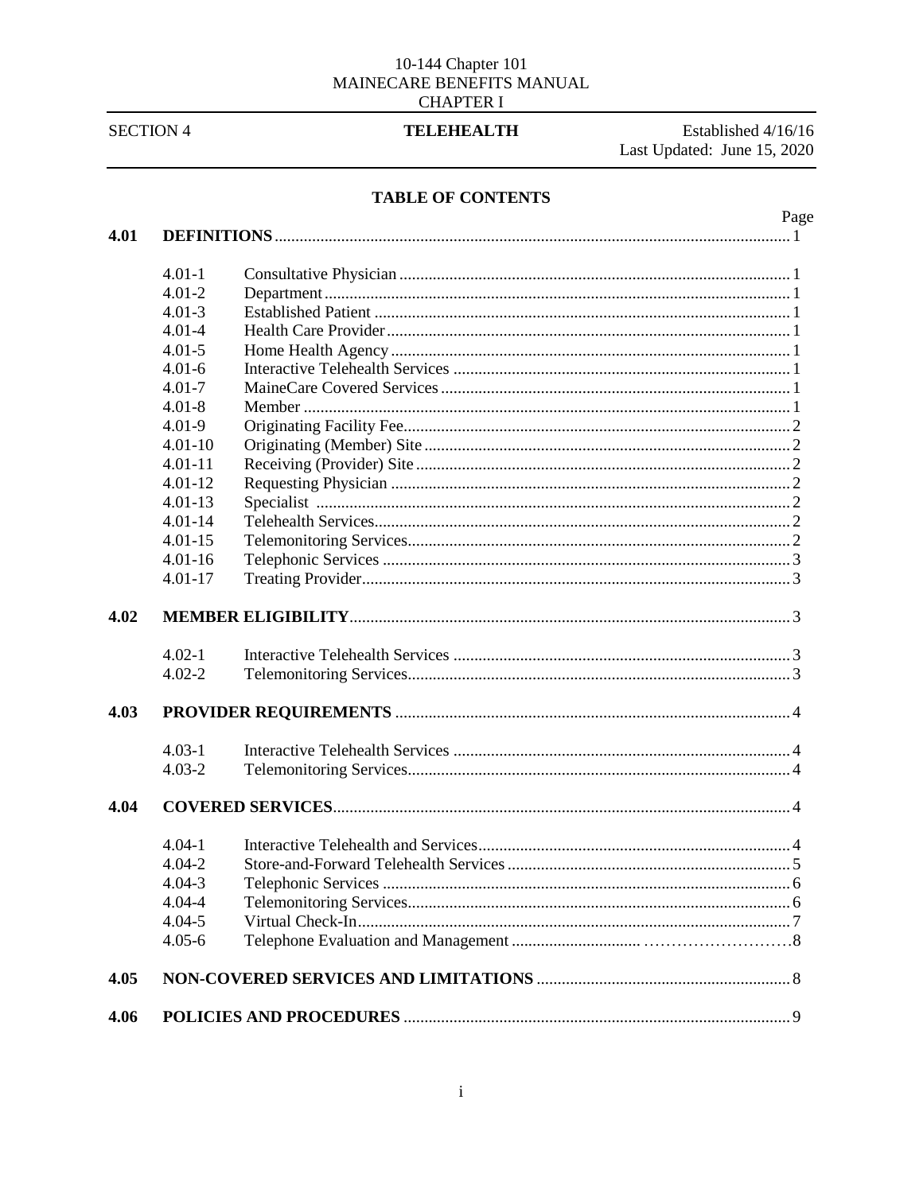10-144 Chapter 101
MAINECARE BENEFITS MANUAL
CHAPTER I

| SECTION 4 | TELEHEALTH | Established 4/16/16 Last Updated: June 15, 2020 |
|---|---|---|

## TABLE OF CONTENTS

| | | | Page |
|---|---|---|---|
| **4.01** | **DEFINITIONS** | | 1 |
| | 4.01-1 | Consultative Physician | 1 |
| | 4.01-2 | Department | 1 |
| | 4.01-3 | Established Patient | 1 |
| | 4.01-4 | Health Care Provider | 1 |
| | 4.01-5 | Home Health Agency | 1 |
| | 4.01-6 | Interactive Telehealth Services | 1 |
| | 4.01-7 | MaineCare Covered Services | 1 |
| | 4.01-8 | Member | 1 |
| | 4.01-9 | Originating Facility Fee | 2 |
| | 4.01-10 | Originating (Member) Site | 2 |
| | 4.01-11 | Receiving (Provider) Site | 2 |
| | 4.01-12 | Requesting Physician | 2 |
| | 4.01-13 | Specialist | 2 |
| | 4.01-14 | Telehealth Services | 2 |
| | 4.01-15 | Telemonitoring Services | 2 |
| | 4.01-16 | Telephonic Services | 3 |
| | 4.01-17 | Treating Provider | 3 |
| **4.02** | **MEMBER ELIGIBILITY** | | 3 |
| | 4.02-1 | Interactive Telehealth Services | 3 |
| | 4.02-2 | Telemonitoring Services | 3 |
| **4.03** | **PROVIDER REQUIREMENTS** | | 4 |
| | 4.03-1 | Interactive Telehealth Services | 4 |
| | 4.03-2 | Telemonitoring Services | 4 |
| **4.04** | **COVERED SERVICES** | | 4 |
| | 4.04-1 | Interactive Telehealth and Services | 4 |
| | 4.04-2 | Store-and-Forward Telehealth Services | 5 |
| | 4.04-3 | Telephonic Services | 6 |
| | 4.04-4 | Telemonitoring Services | 6 |
| | 4.04-5 | Virtual Check-In | 7 |
| | 4.05-6 | Telephone Evaluation and Management | 8 |
| **4.05** | **NON-COVERED SERVICES AND LIMITATIONS** | | 8 |
| **4.06** | **POLICIES AND PROCEDURES** | | 9 |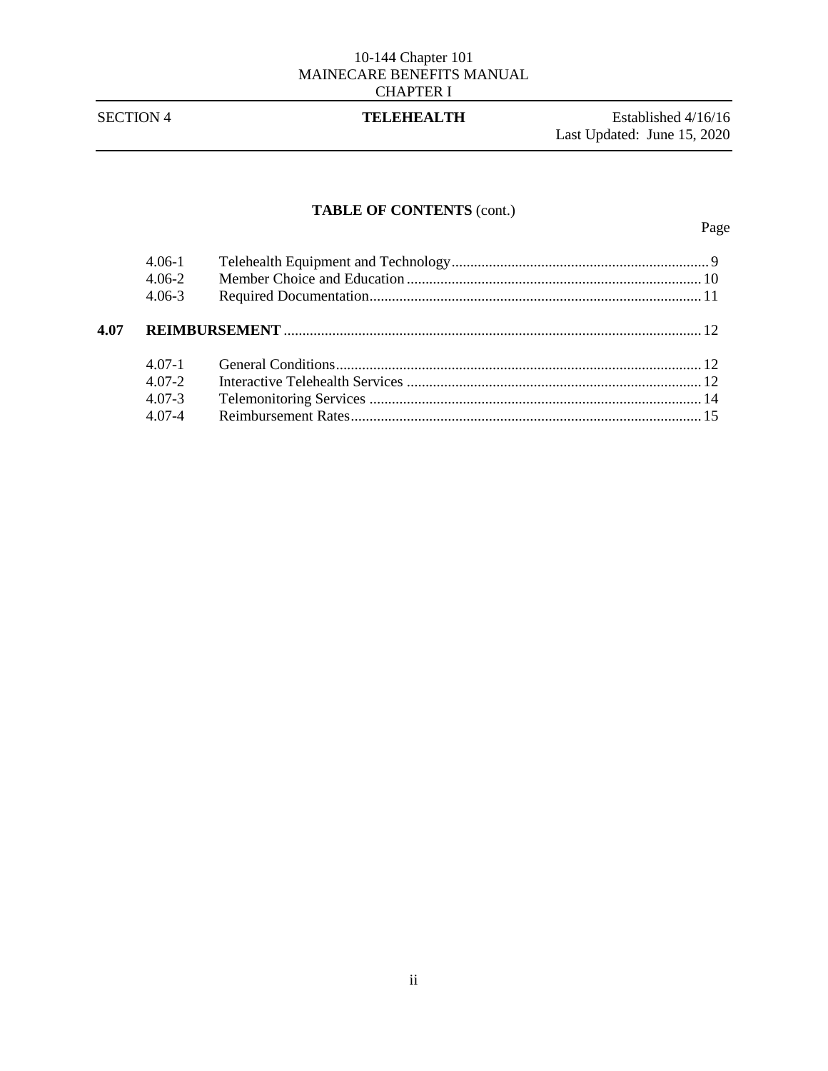## TABLE OF CONTENTS (cont.)

| | | | Page |
|---|---|---|---|
| | 4.06-1 | Telehealth Equipment and Technology | 9 |
| | 4.06-2 | Member Choice and Education | 10 |
| | 4.06-3 | Required Documentation | 11 |
| **4.07** | **REIMBURSEMENT** | | 12 |
| | 4.07-1 | General Conditions | 12 |
| | 4.07-2 | Interactive Telehealth Services | 12 |
| | 4.07-3 | Telemonitoring Services | 14 |
| | 4.07-4 | Reimbursement Rates | 15 |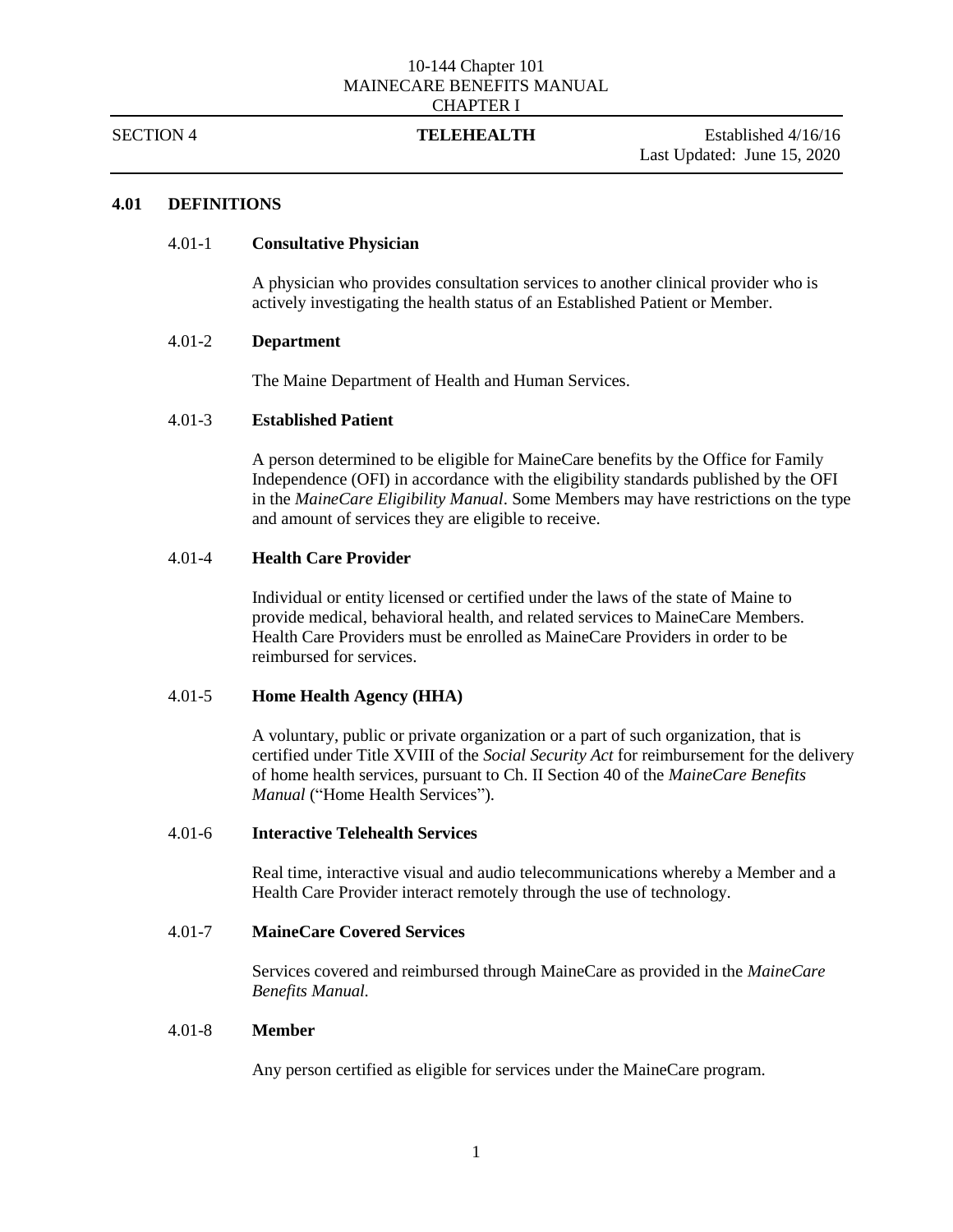10-144 Chapter 101
MAINECARE BENEFITS MANUAL
CHAPTER I

SECTION 4 **TELEHEALTH** Established 4/16/16
Last Updated: June 15, 2020

## 4.01 DEFINITIONS

### 4.01-1 Consultative Physician

A physician who provides consultation services to another clinical provider who is actively investigating the health status of an Established Patient or Member.

### 4.01-2 Department

The Maine Department of Health and Human Services.

### 4.01-3 Established Patient

A person determined to be eligible for MaineCare benefits by the Office for Family Independence (OFI) in accordance with the eligibility standards published by the OFI in the *MaineCare Eligibility Manual*. Some Members may have restrictions on the type and amount of services they are eligible to receive.

### 4.01-4 Health Care Provider

Individual or entity licensed or certified under the laws of the state of Maine to provide medical, behavioral health, and related services to MaineCare Members. Health Care Providers must be enrolled as MaineCare Providers in order to be reimbursed for services.

### 4.01-5 Home Health Agency (HHA)

A voluntary, public or private organization or a part of such organization, that is certified under Title XVIII of the *Social Security Act* for reimbursement for the delivery of home health services, pursuant to Ch. II Section 40 of the *MaineCare Benefits Manual* ("Home Health Services").

### 4.01-6 Interactive Telehealth Services

Real time, interactive visual and audio telecommunications whereby a Member and a Health Care Provider interact remotely through the use of technology.

### 4.01-7 MaineCare Covered Services

Services covered and reimbursed through MaineCare as provided in the *MaineCare Benefits Manual*.

### 4.01-8 Member

Any person certified as eligible for services under the MaineCare program.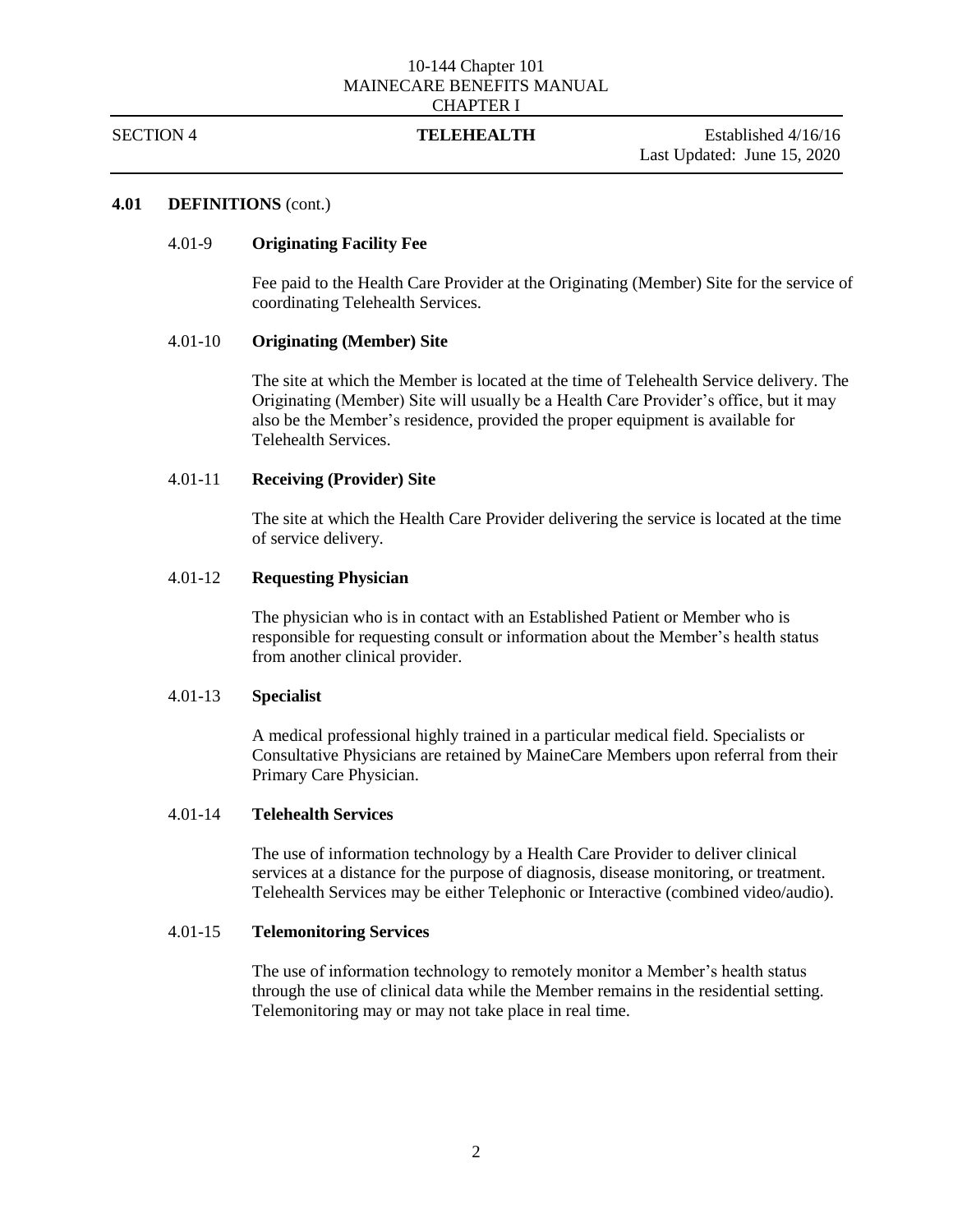## 4.01 DEFINITIONS (cont.)

### 4.01-9 Originating Facility Fee

Fee paid to the Health Care Provider at the Originating (Member) Site for the service of coordinating Telehealth Services.

### 4.01-10 Originating (Member) Site

The site at which the Member is located at the time of Telehealth Service delivery. The Originating (Member) Site will usually be a Health Care Provider's office, but it may also be the Member's residence, provided the proper equipment is available for Telehealth Services.

### 4.01-11 Receiving (Provider) Site

The site at which the Health Care Provider delivering the service is located at the time of service delivery.

### 4.01-12 Requesting Physician

The physician who is in contact with an Established Patient or Member who is responsible for requesting consult or information about the Member's health status from another clinical provider.

### 4.01-13 Specialist

A medical professional highly trained in a particular medical field. Specialists or Consultative Physicians are retained by MaineCare Members upon referral from their Primary Care Physician.

### 4.01-14 Telehealth Services

The use of information technology by a Health Care Provider to deliver clinical services at a distance for the purpose of diagnosis, disease monitoring, or treatment. Telehealth Services may be either Telephonic or Interactive (combined video/audio).

### 4.01-15 Telemonitoring Services

The use of information technology to remotely monitor a Member's health status through the use of clinical data while the Member remains in the residential setting. Telemonitoring may or may not take place in real time.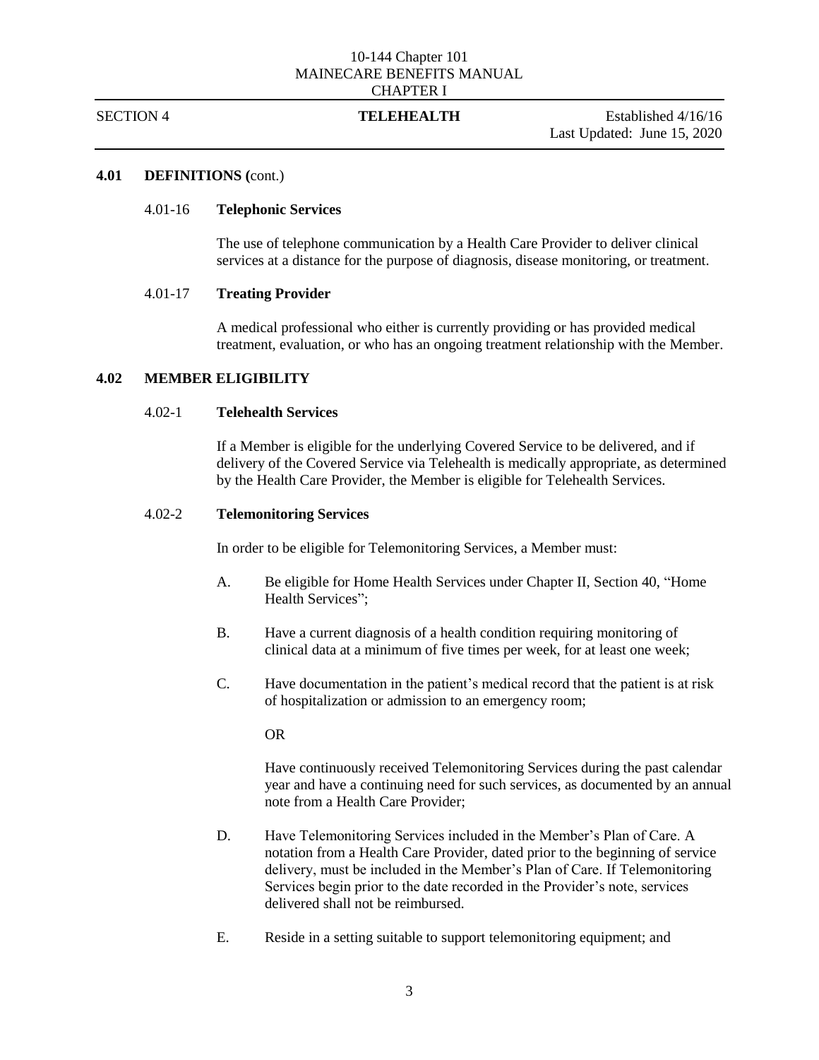## 4.01 DEFINITIONS (cont.)

### 4.01-16 Telephonic Services

The use of telephone communication by a Health Care Provider to deliver clinical services at a distance for the purpose of diagnosis, disease monitoring, or treatment.

### 4.01-17 Treating Provider

A medical professional who either is currently providing or has provided medical treatment, evaluation, or who has an ongoing treatment relationship with the Member.

## 4.02 MEMBER ELIGIBILITY

### 4.02-1 Telehealth Services

If a Member is eligible for the underlying Covered Service to be delivered, and if delivery of the Covered Service via Telehealth is medically appropriate, as determined by the Health Care Provider, the Member is eligible for Telehealth Services.

### 4.02-2 Telemonitoring Services

In order to be eligible for Telemonitoring Services, a Member must:

A. Be eligible for Home Health Services under Chapter II, Section 40, "Home Health Services";

B. Have a current diagnosis of a health condition requiring monitoring of clinical data at a minimum of five times per week, for at least one week;

C. Have documentation in the patient's medical record that the patient is at risk of hospitalization or admission to an emergency room;

OR

Have continuously received Telemonitoring Services during the past calendar year and have a continuing need for such services, as documented by an annual note from a Health Care Provider;

D. Have Telemonitoring Services included in the Member's Plan of Care. A notation from a Health Care Provider, dated prior to the beginning of service delivery, must be included in the Member's Plan of Care. If Telemonitoring Services begin prior to the date recorded in the Provider's note, services delivered shall not be reimbursed.

E. Reside in a setting suitable to support telemonitoring equipment; and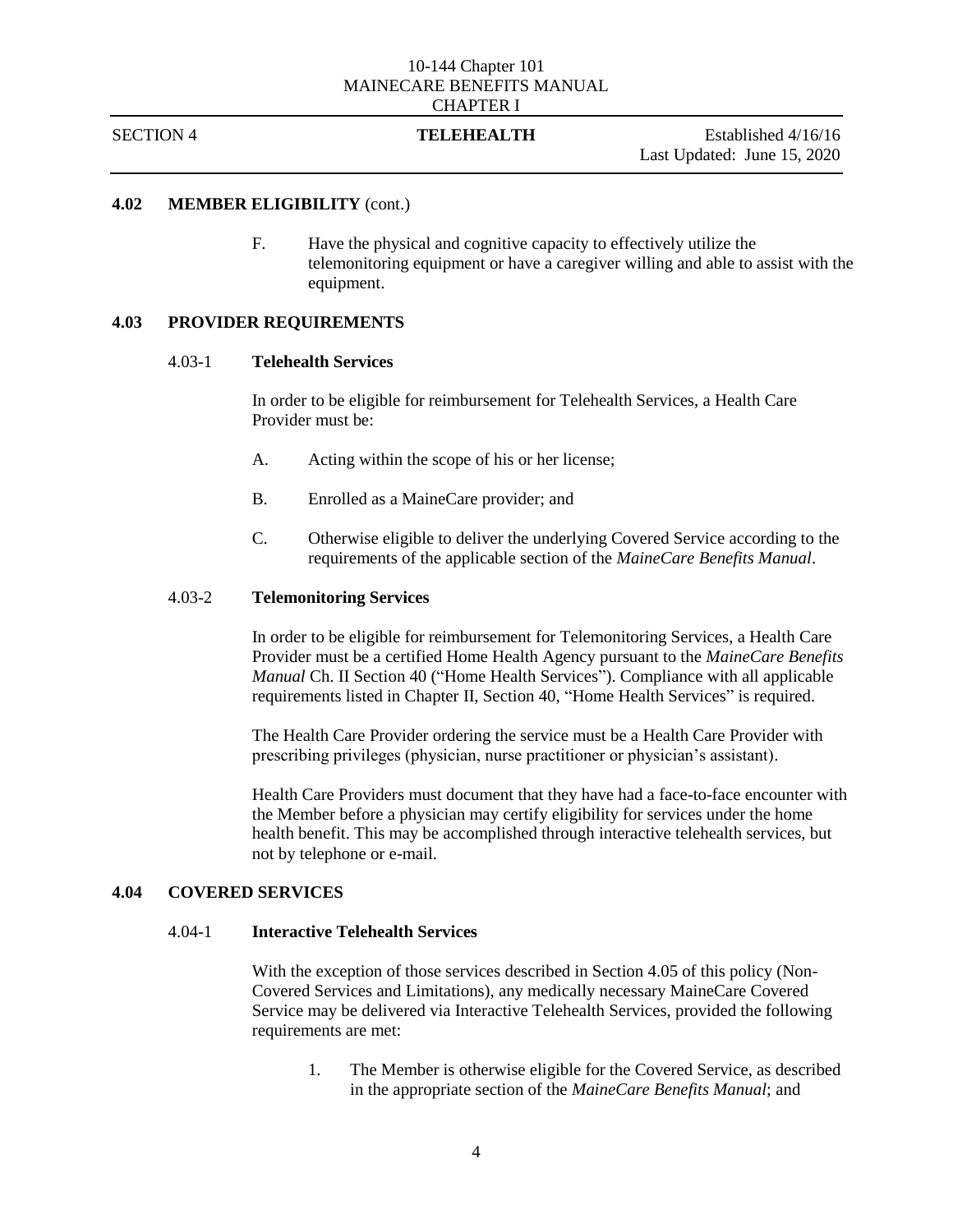## 4.02 MEMBER ELIGIBILITY (cont.)

F. Have the physical and cognitive capacity to effectively utilize the telemonitoring equipment or have a caregiver willing and able to assist with the equipment.

## 4.03 PROVIDER REQUIREMENTS

### 4.03-1 Telehealth Services

In order to be eligible for reimbursement for Telehealth Services, a Health Care Provider must be:

A. Acting within the scope of his or her license;

B. Enrolled as a MaineCare provider; and

C. Otherwise eligible to deliver the underlying Covered Service according to the requirements of the applicable section of the *MaineCare Benefits Manual*.

### 4.03-2 Telemonitoring Services

In order to be eligible for reimbursement for Telemonitoring Services, a Health Care Provider must be a certified Home Health Agency pursuant to the *MaineCare Benefits Manual* Ch. II Section 40 ("Home Health Services"). Compliance with all applicable requirements listed in Chapter II, Section 40, "Home Health Services" is required.

The Health Care Provider ordering the service must be a Health Care Provider with prescribing privileges (physician, nurse practitioner or physician's assistant).

Health Care Providers must document that they have had a face-to-face encounter with the Member before a physician may certify eligibility for services under the home health benefit. This may be accomplished through interactive telehealth services, but not by telephone or e-mail.

## 4.04 COVERED SERVICES

### 4.04-1 Interactive Telehealth Services

With the exception of those services described in Section 4.05 of this policy (Non-Covered Services and Limitations), any medically necessary MaineCare Covered Service may be delivered via Interactive Telehealth Services, provided the following requirements are met:

1. The Member is otherwise eligible for the Covered Service, as described in the appropriate section of the *MaineCare Benefits Manual*; and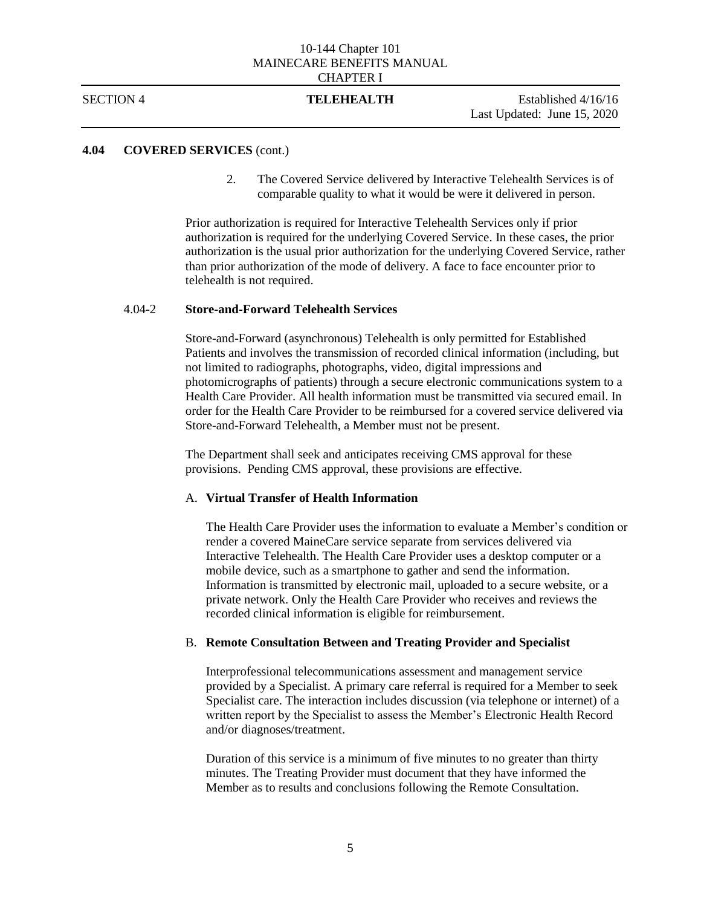## 4.04 COVERED SERVICES (cont.)

2. The Covered Service delivered by Interactive Telehealth Services is of comparable quality to what it would be were it delivered in person.

Prior authorization is required for Interactive Telehealth Services only if prior authorization is required for the underlying Covered Service. In these cases, the prior authorization is the usual prior authorization for the underlying Covered Service, rather than prior authorization of the mode of delivery. A face to face encounter prior to telehealth is not required.

### 4.04-2 Store-and-Forward Telehealth Services

Store-and-Forward (asynchronous) Telehealth is only permitted for Established Patients and involves the transmission of recorded clinical information (including, but not limited to radiographs, photographs, video, digital impressions and photomicrographs of patients) through a secure electronic communications system to a Health Care Provider. All health information must be transmitted via secured email. In order for the Health Care Provider to be reimbursed for a covered service delivered via Store-and-Forward Telehealth, a Member must not be present.

The Department shall seek and anticipates receiving CMS approval for these provisions. Pending CMS approval, these provisions are effective.

#### A. Virtual Transfer of Health Information

The Health Care Provider uses the information to evaluate a Member's condition or render a covered MaineCare service separate from services delivered via Interactive Telehealth. The Health Care Provider uses a desktop computer or a mobile device, such as a smartphone to gather and send the information. Information is transmitted by electronic mail, uploaded to a secure website, or a private network. Only the Health Care Provider who receives and reviews the recorded clinical information is eligible for reimbursement.

#### B. Remote Consultation Between and Treating Provider and Specialist

Interprofessional telecommunications assessment and management service provided by a Specialist. A primary care referral is required for a Member to seek Specialist care. The interaction includes discussion (via telephone or internet) of a written report by the Specialist to assess the Member's Electronic Health Record and/or diagnoses/treatment.

Duration of this service is a minimum of five minutes to no greater than thirty minutes. The Treating Provider must document that they have informed the Member as to results and conclusions following the Remote Consultation.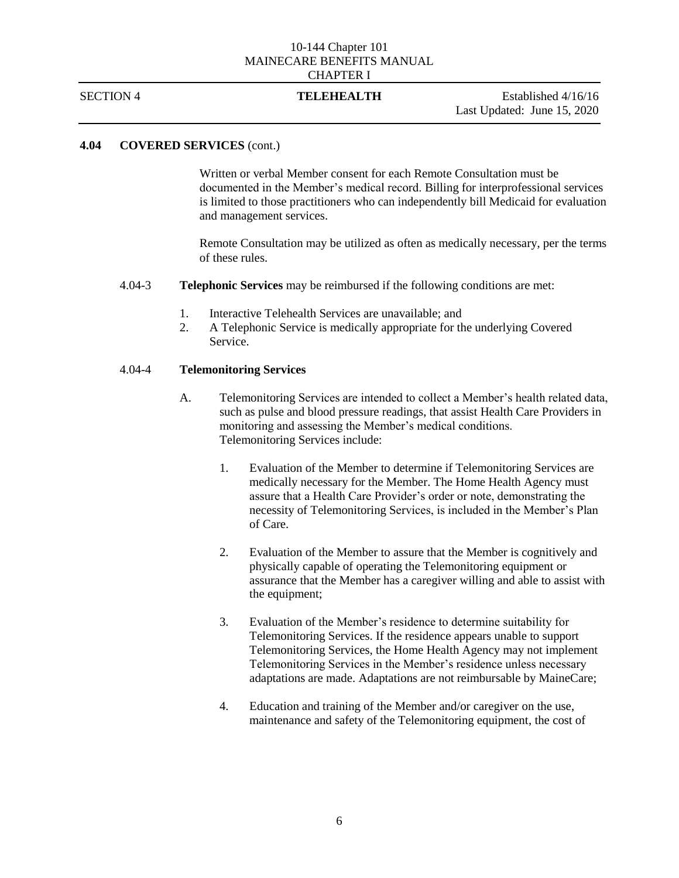## 4.04 COVERED SERVICES (cont.)

Written or verbal Member consent for each Remote Consultation must be documented in the Member's medical record. Billing for interprofessional services is limited to those practitioners who can independently bill Medicaid for evaluation and management services.

Remote Consultation may be utilized as often as medically necessary, per the terms of these rules.

4.04-3 **Telephonic Services** may be reimbursed if the following conditions are met:

1. Interactive Telehealth Services are unavailable; and
2. A Telephonic Service is medically appropriate for the underlying Covered Service.

4.04-4 **Telemonitoring Services**

A. Telemonitoring Services are intended to collect a Member's health related data, such as pulse and blood pressure readings, that assist Health Care Providers in monitoring and assessing the Member's medical conditions. Telemonitoring Services include:

1. Evaluation of the Member to determine if Telemonitoring Services are medically necessary for the Member. The Home Health Agency must assure that a Health Care Provider's order or note, demonstrating the necessity of Telemonitoring Services, is included in the Member's Plan of Care.

2. Evaluation of the Member to assure that the Member is cognitively and physically capable of operating the Telemonitoring equipment or assurance that the Member has a caregiver willing and able to assist with the equipment;

3. Evaluation of the Member's residence to determine suitability for Telemonitoring Services. If the residence appears unable to support Telemonitoring Services, the Home Health Agency may not implement Telemonitoring Services in the Member's residence unless necessary adaptations are made. Adaptations are not reimbursable by MaineCare;

4. Education and training of the Member and/or caregiver on the use, maintenance and safety of the Telemonitoring equipment, the cost of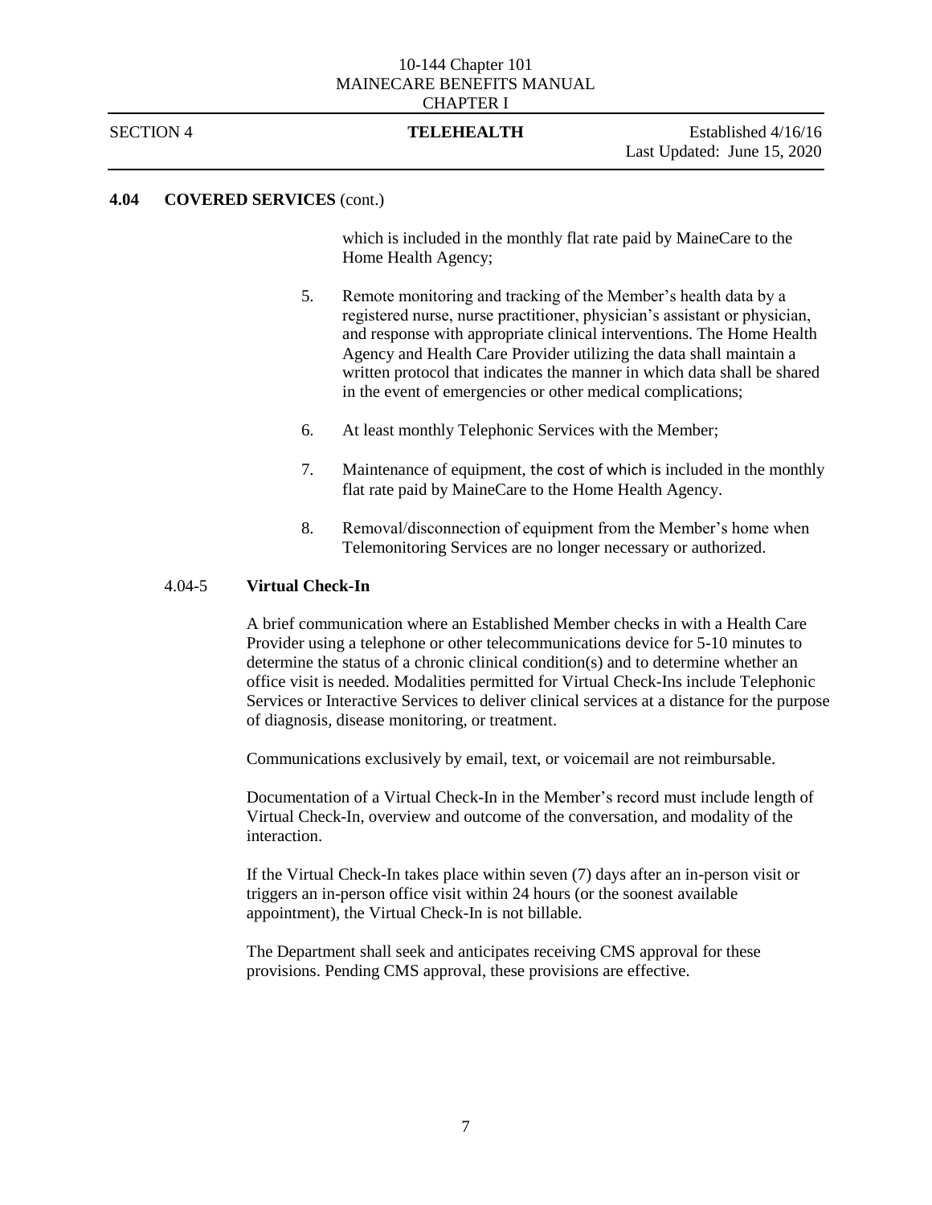## 4.04 COVERED SERVICES (cont.)

which is included in the monthly flat rate paid by MaineCare to the Home Health Agency;

5. Remote monitoring and tracking of the Member's health data by a registered nurse, nurse practitioner, physician's assistant or physician, and response with appropriate clinical interventions. The Home Health Agency and Health Care Provider utilizing the data shall maintain a written protocol that indicates the manner in which data shall be shared in the event of emergencies or other medical complications;

6. At least monthly Telephonic Services with the Member;

7. Maintenance of equipment, the cost of which is included in the monthly flat rate paid by MaineCare to the Home Health Agency.

8. Removal/disconnection of equipment from the Member's home when Telemonitoring Services are no longer necessary or authorized.

### 4.04-5 Virtual Check-In

A brief communication where an Established Member checks in with a Health Care Provider using a telephone or other telecommunications device for 5-10 minutes to determine the status of a chronic clinical condition(s) and to determine whether an office visit is needed. Modalities permitted for Virtual Check-Ins include Telephonic Services or Interactive Services to deliver clinical services at a distance for the purpose of diagnosis, disease monitoring, or treatment.

Communications exclusively by email, text, or voicemail are not reimbursable.

Documentation of a Virtual Check-In in the Member's record must include length of Virtual Check-In, overview and outcome of the conversation, and modality of the interaction.

If the Virtual Check-In takes place within seven (7) days after an in-person visit or triggers an in-person office visit within 24 hours (or the soonest available appointment), the Virtual Check-In is not billable.

The Department shall seek and anticipates receiving CMS approval for these provisions. Pending CMS approval, these provisions are effective.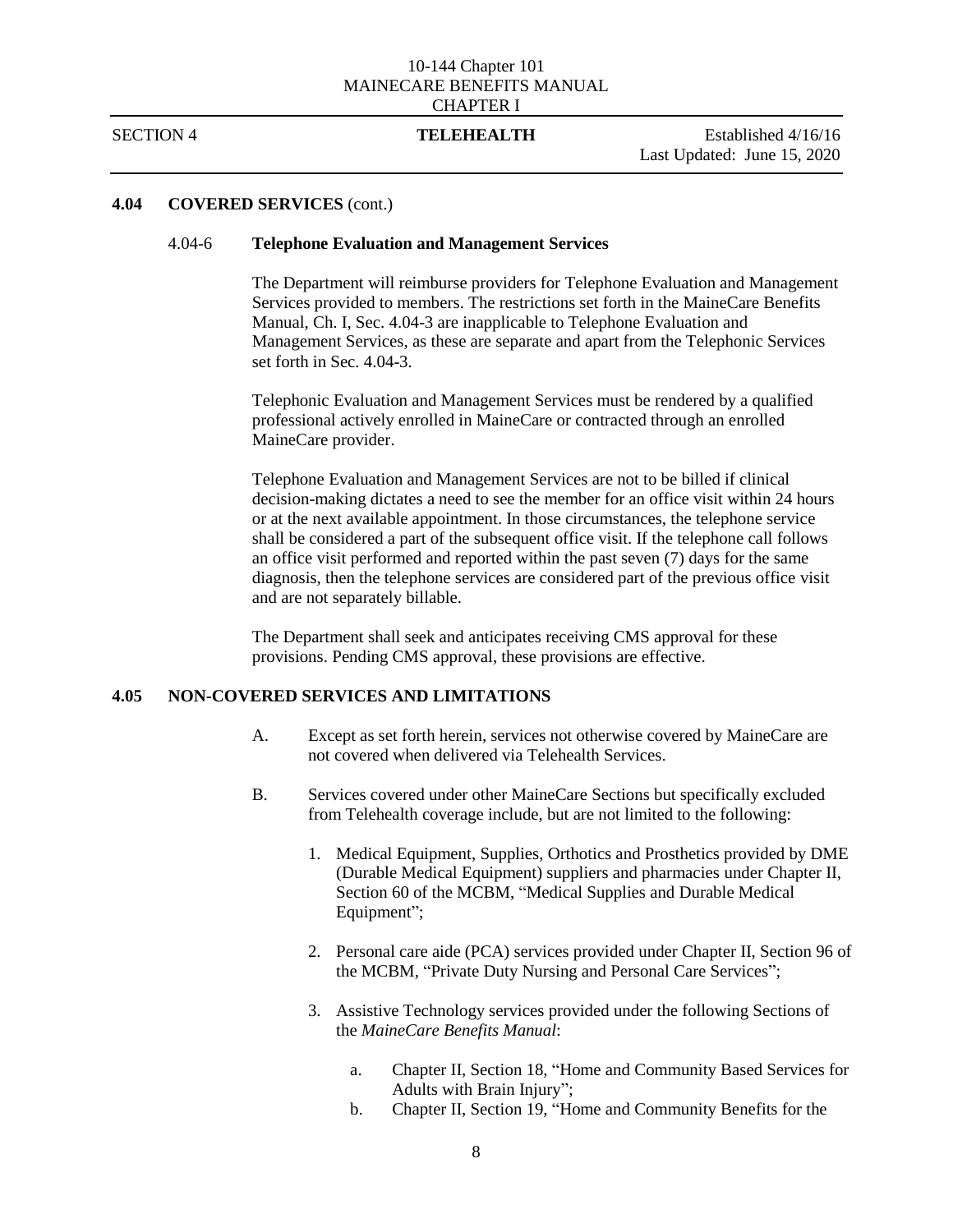### 4.04 COVERED SERVICES (cont.)

#### 4.04-6 Telephone Evaluation and Management Services

The Department will reimburse providers for Telephone Evaluation and Management Services provided to members. The restrictions set forth in the MaineCare Benefits Manual, Ch. I, Sec. 4.04-3 are inapplicable to Telephone Evaluation and Management Services, as these are separate and apart from the Telephonic Services set forth in Sec. 4.04-3.

Telephonic Evaluation and Management Services must be rendered by a qualified professional actively enrolled in MaineCare or contracted through an enrolled MaineCare provider.

Telephone Evaluation and Management Services are not to be billed if clinical decision-making dictates a need to see the member for an office visit within 24 hours or at the next available appointment. In those circumstances, the telephone service shall be considered a part of the subsequent office visit. If the telephone call follows an office visit performed and reported within the past seven (7) days for the same diagnosis, then the telephone services are considered part of the previous office visit and are not separately billable.

The Department shall seek and anticipates receiving CMS approval for these provisions. Pending CMS approval, these provisions are effective.

### 4.05 NON-COVERED SERVICES AND LIMITATIONS

A. Except as set forth herein, services not otherwise covered by MaineCare are not covered when delivered via Telehealth Services.

B. Services covered under other MaineCare Sections but specifically excluded from Telehealth coverage include, but are not limited to the following:

1. Medical Equipment, Supplies, Orthotics and Prosthetics provided by DME (Durable Medical Equipment) suppliers and pharmacies under Chapter II, Section 60 of the MCBM, "Medical Supplies and Durable Medical Equipment";

2. Personal care aide (PCA) services provided under Chapter II, Section 96 of the MCBM, "Private Duty Nursing and Personal Care Services";

3. Assistive Technology services provided under the following Sections of the *MaineCare Benefits Manual*:

   a. Chapter II, Section 18, "Home and Community Based Services for Adults with Brain Injury";

   b. Chapter II, Section 19, "Home and Community Benefits for the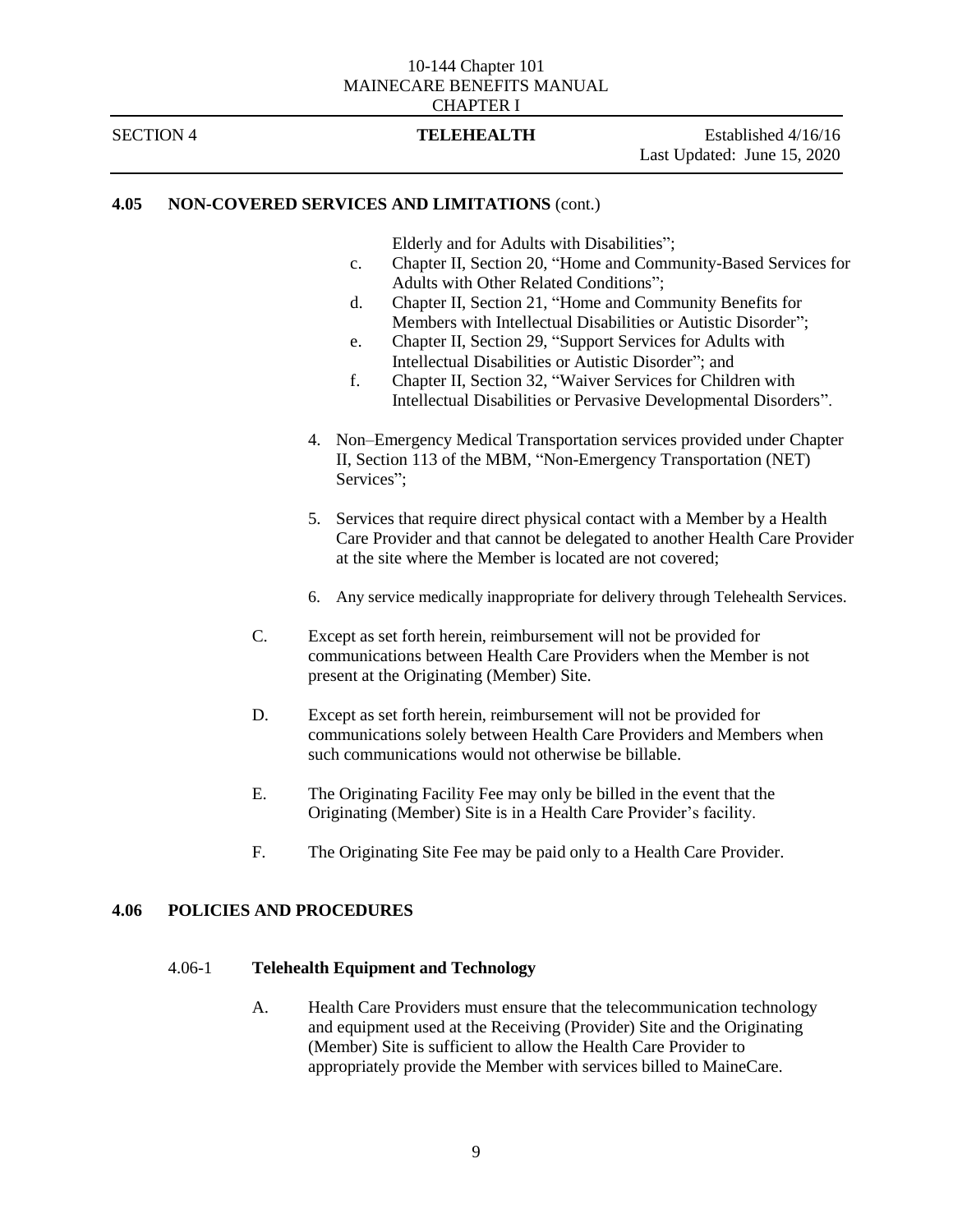## 4.05 NON-COVERED SERVICES AND LIMITATIONS (cont.)

Elderly and for Adults with Disabilities";

c. Chapter II, Section 20, "Home and Community-Based Services for Adults with Other Related Conditions";

d. Chapter II, Section 21, "Home and Community Benefits for Members with Intellectual Disabilities or Autistic Disorder";

e. Chapter II, Section 29, "Support Services for Adults with Intellectual Disabilities or Autistic Disorder"; and

f. Chapter II, Section 32, "Waiver Services for Children with Intellectual Disabilities or Pervasive Developmental Disorders".

4. Non–Emergency Medical Transportation services provided under Chapter II, Section 113 of the MBM, "Non-Emergency Transportation (NET) Services";

5. Services that require direct physical contact with a Member by a Health Care Provider and that cannot be delegated to another Health Care Provider at the site where the Member is located are not covered;

6. Any service medically inappropriate for delivery through Telehealth Services.

C. Except as set forth herein, reimbursement will not be provided for communications between Health Care Providers when the Member is not present at the Originating (Member) Site.

D. Except as set forth herein, reimbursement will not be provided for communications solely between Health Care Providers and Members when such communications would not otherwise be billable.

E. The Originating Facility Fee may only be billed in the event that the Originating (Member) Site is in a Health Care Provider's facility.

F. The Originating Site Fee may be paid only to a Health Care Provider.

## 4.06 POLICIES AND PROCEDURES

### 4.06-1 Telehealth Equipment and Technology

A. Health Care Providers must ensure that the telecommunication technology and equipment used at the Receiving (Provider) Site and the Originating (Member) Site is sufficient to allow the Health Care Provider to appropriately provide the Member with services billed to MaineCare.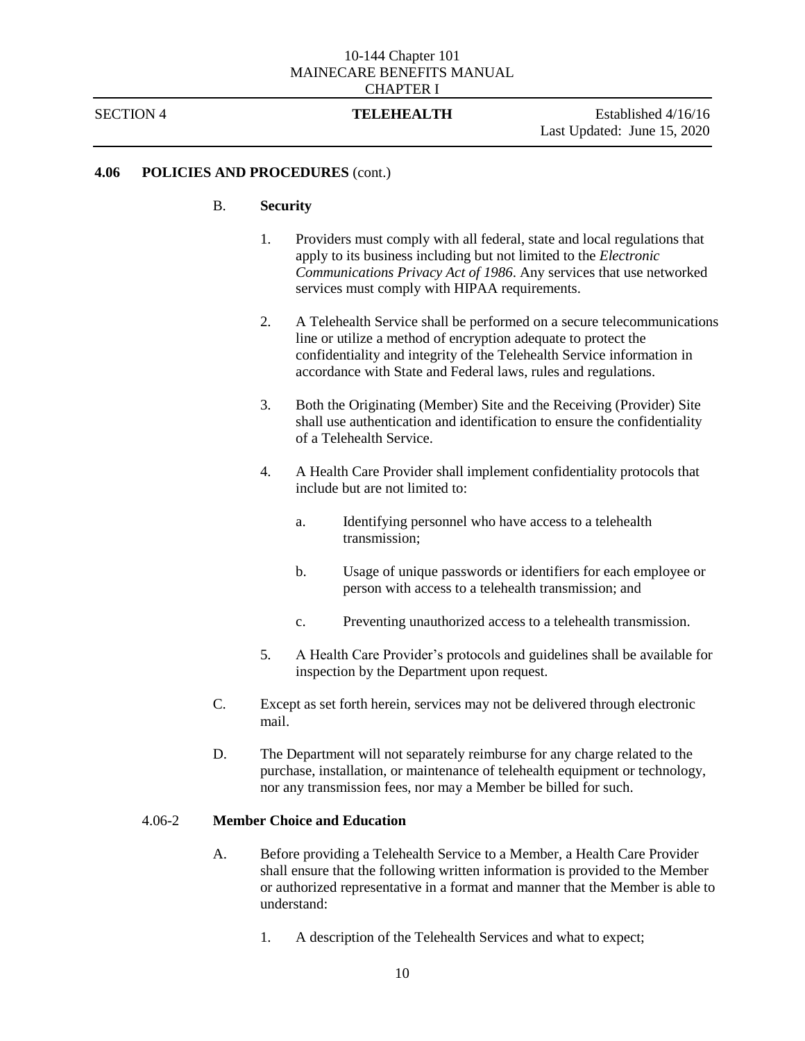## 4.06 POLICIES AND PROCEDURES (cont.)

B. **Security**

1. Providers must comply with all federal, state and local regulations that apply to its business including but not limited to the *Electronic Communications Privacy Act of 1986*. Any services that use networked services must comply with HIPAA requirements.

2. A Telehealth Service shall be performed on a secure telecommunications line or utilize a method of encryption adequate to protect the confidentiality and integrity of the Telehealth Service information in accordance with State and Federal laws, rules and regulations.

3. Both the Originating (Member) Site and the Receiving (Provider) Site shall use authentication and identification to ensure the confidentiality of a Telehealth Service.

4. A Health Care Provider shall implement confidentiality protocols that include but are not limited to:

   a. Identifying personnel who have access to a telehealth transmission;

   b. Usage of unique passwords or identifiers for each employee or person with access to a telehealth transmission; and

   c. Preventing unauthorized access to a telehealth transmission.

5. A Health Care Provider's protocols and guidelines shall be available for inspection by the Department upon request.

C. Except as set forth herein, services may not be delivered through electronic mail.

D. The Department will not separately reimburse for any charge related to the purchase, installation, or maintenance of telehealth equipment or technology, nor any transmission fees, nor may a Member be billed for such.

### 4.06-2 **Member Choice and Education**

A. Before providing a Telehealth Service to a Member, a Health Care Provider shall ensure that the following written information is provided to the Member or authorized representative in a format and manner that the Member is able to understand:

1. A description of the Telehealth Services and what to expect;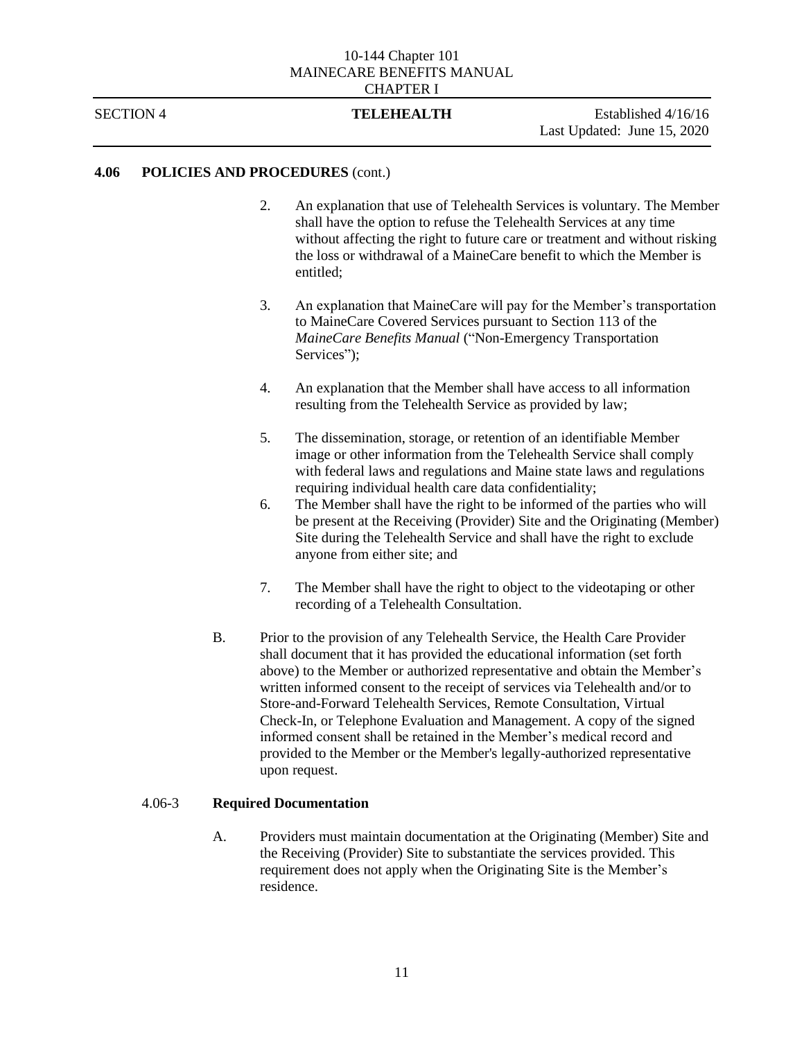## 4.06 POLICIES AND PROCEDURES (cont.)

2. An explanation that use of Telehealth Services is voluntary. The Member shall have the option to refuse the Telehealth Services at any time without affecting the right to future care or treatment and without risking the loss or withdrawal of a MaineCare benefit to which the Member is entitled;

3. An explanation that MaineCare will pay for the Member's transportation to MaineCare Covered Services pursuant to Section 113 of the *MaineCare Benefits Manual* ("Non-Emergency Transportation Services");

4. An explanation that the Member shall have access to all information resulting from the Telehealth Service as provided by law;

5. The dissemination, storage, or retention of an identifiable Member image or other information from the Telehealth Service shall comply with federal laws and regulations and Maine state laws and regulations requiring individual health care data confidentiality;

6. The Member shall have the right to be informed of the parties who will be present at the Receiving (Provider) Site and the Originating (Member) Site during the Telehealth Service and shall have the right to exclude anyone from either site; and

7. The Member shall have the right to object to the videotaping or other recording of a Telehealth Consultation.

B. Prior to the provision of any Telehealth Service, the Health Care Provider shall document that it has provided the educational information (set forth above) to the Member or authorized representative and obtain the Member's written informed consent to the receipt of services via Telehealth and/or to Store-and-Forward Telehealth Services, Remote Consultation, Virtual Check-In, or Telephone Evaluation and Management. A copy of the signed informed consent shall be retained in the Member's medical record and provided to the Member or the Member's legally-authorized representative upon request.

### 4.06-3 Required Documentation

A. Providers must maintain documentation at the Originating (Member) Site and the Receiving (Provider) Site to substantiate the services provided. This requirement does not apply when the Originating Site is the Member's residence.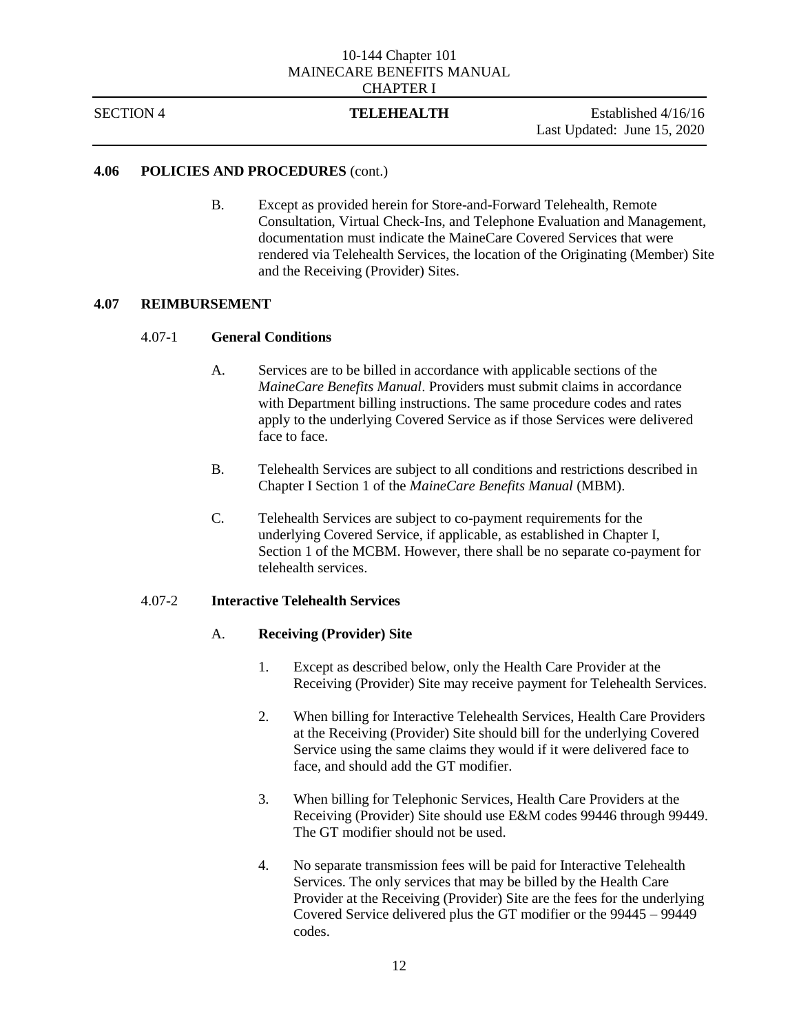### 4.06 POLICIES AND PROCEDURES (cont.)

B. Except as provided herein for Store-and-Forward Telehealth, Remote Consultation, Virtual Check-Ins, and Telephone Evaluation and Management, documentation must indicate the MaineCare Covered Services that were rendered via Telehealth Services, the location of the Originating (Member) Site and the Receiving (Provider) Sites.

### 4.07 REIMBURSEMENT

#### 4.07-1 General Conditions

A. Services are to be billed in accordance with applicable sections of the *MaineCare Benefits Manual*. Providers must submit claims in accordance with Department billing instructions. The same procedure codes and rates apply to the underlying Covered Service as if those Services were delivered face to face.

B. Telehealth Services are subject to all conditions and restrictions described in Chapter I Section 1 of the *MaineCare Benefits Manual* (MBM).

C. Telehealth Services are subject to co-payment requirements for the underlying Covered Service, if applicable, as established in Chapter I, Section 1 of the MCBM. However, there shall be no separate co-payment for telehealth services.

#### 4.07-2 Interactive Telehealth Services

**A. Receiving (Provider) Site**

1. Except as described below, only the Health Care Provider at the Receiving (Provider) Site may receive payment for Telehealth Services.

2. When billing for Interactive Telehealth Services, Health Care Providers at the Receiving (Provider) Site should bill for the underlying Covered Service using the same claims they would if it were delivered face to face, and should add the GT modifier.

3. When billing for Telephonic Services, Health Care Providers at the Receiving (Provider) Site should use E&M codes 99446 through 99449. The GT modifier should not be used.

4. No separate transmission fees will be paid for Interactive Telehealth Services. The only services that may be billed by the Health Care Provider at the Receiving (Provider) Site are the fees for the underlying Covered Service delivered plus the GT modifier or the 99445 – 99449 codes.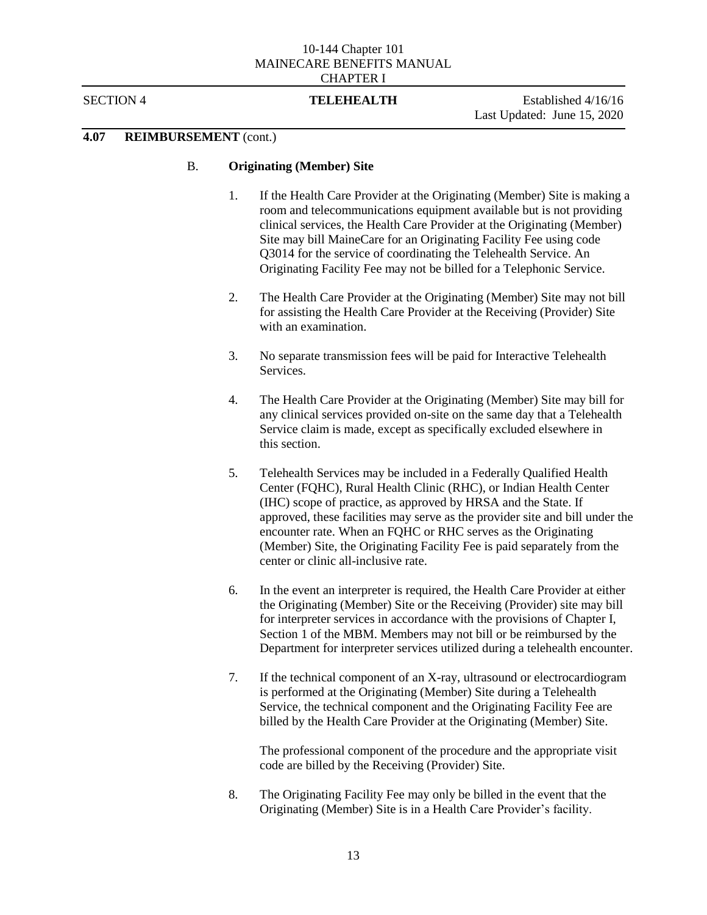## 4.07 REIMBURSEMENT (cont.)

### B. Originating (Member) Site

1. If the Health Care Provider at the Originating (Member) Site is making a room and telecommunications equipment available but is not providing clinical services, the Health Care Provider at the Originating (Member) Site may bill MaineCare for an Originating Facility Fee using code Q3014 for the service of coordinating the Telehealth Service. An Originating Facility Fee may not be billed for a Telephonic Service.

2. The Health Care Provider at the Originating (Member) Site may not bill for assisting the Health Care Provider at the Receiving (Provider) Site with an examination.

3. No separate transmission fees will be paid for Interactive Telehealth Services.

4. The Health Care Provider at the Originating (Member) Site may bill for any clinical services provided on-site on the same day that a Telehealth Service claim is made, except as specifically excluded elsewhere in this section.

5. Telehealth Services may be included in a Federally Qualified Health Center (FQHC), Rural Health Clinic (RHC), or Indian Health Center (IHC) scope of practice, as approved by HRSA and the State. If approved, these facilities may serve as the provider site and bill under the encounter rate. When an FQHC or RHC serves as the Originating (Member) Site, the Originating Facility Fee is paid separately from the center or clinic all-inclusive rate.

6. In the event an interpreter is required, the Health Care Provider at either the Originating (Member) Site or the Receiving (Provider) site may bill for interpreter services in accordance with the provisions of Chapter I, Section 1 of the MBM. Members may not bill or be reimbursed by the Department for interpreter services utilized during a telehealth encounter.

7. If the technical component of an X-ray, ultrasound or electrocardiogram is performed at the Originating (Member) Site during a Telehealth Service, the technical component and the Originating Facility Fee are billed by the Health Care Provider at the Originating (Member) Site.

   The professional component of the procedure and the appropriate visit code are billed by the Receiving (Provider) Site.

8. The Originating Facility Fee may only be billed in the event that the Originating (Member) Site is in a Health Care Provider's facility.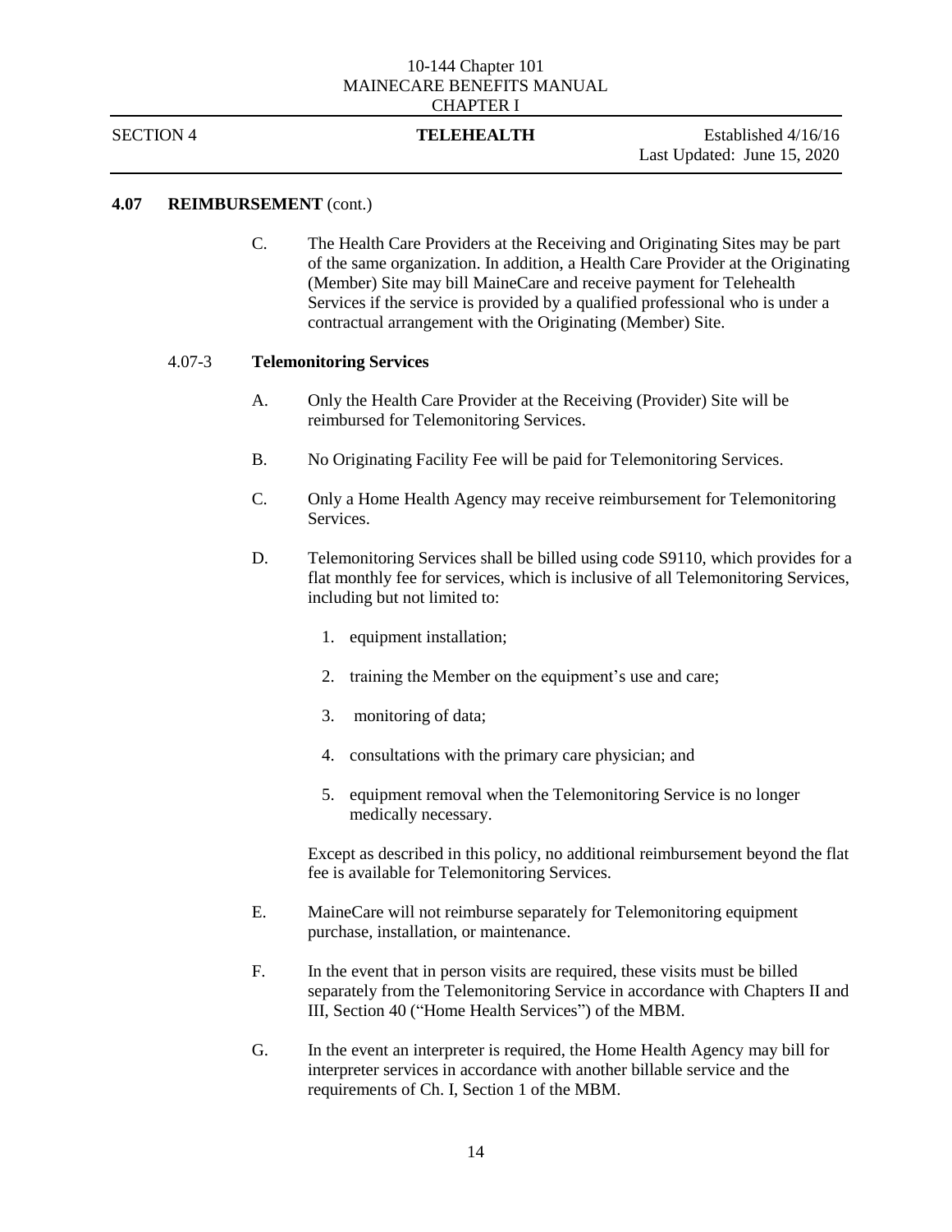## 4.07 REIMBURSEMENT (cont.)

C. The Health Care Providers at the Receiving and Originating Sites may be part of the same organization. In addition, a Health Care Provider at the Originating (Member) Site may bill MaineCare and receive payment for Telehealth Services if the service is provided by a qualified professional who is under a contractual arrangement with the Originating (Member) Site.

### 4.07-3 Telemonitoring Services

A. Only the Health Care Provider at the Receiving (Provider) Site will be reimbursed for Telemonitoring Services.

B. No Originating Facility Fee will be paid for Telemonitoring Services.

C. Only a Home Health Agency may receive reimbursement for Telemonitoring Services.

D. Telemonitoring Services shall be billed using code S9110, which provides for a flat monthly fee for services, which is inclusive of all Telemonitoring Services, including but not limited to:

1. equipment installation;
2. training the Member on the equipment's use and care;
3. monitoring of data;
4. consultations with the primary care physician; and
5. equipment removal when the Telemonitoring Service is no longer medically necessary.

Except as described in this policy, no additional reimbursement beyond the flat fee is available for Telemonitoring Services.

E. MaineCare will not reimburse separately for Telemonitoring equipment purchase, installation, or maintenance.

F. In the event that in person visits are required, these visits must be billed separately from the Telemonitoring Service in accordance with Chapters II and III, Section 40 ("Home Health Services") of the MBM.

G. In the event an interpreter is required, the Home Health Agency may bill for interpreter services in accordance with another billable service and the requirements of Ch. I, Section 1 of the MBM.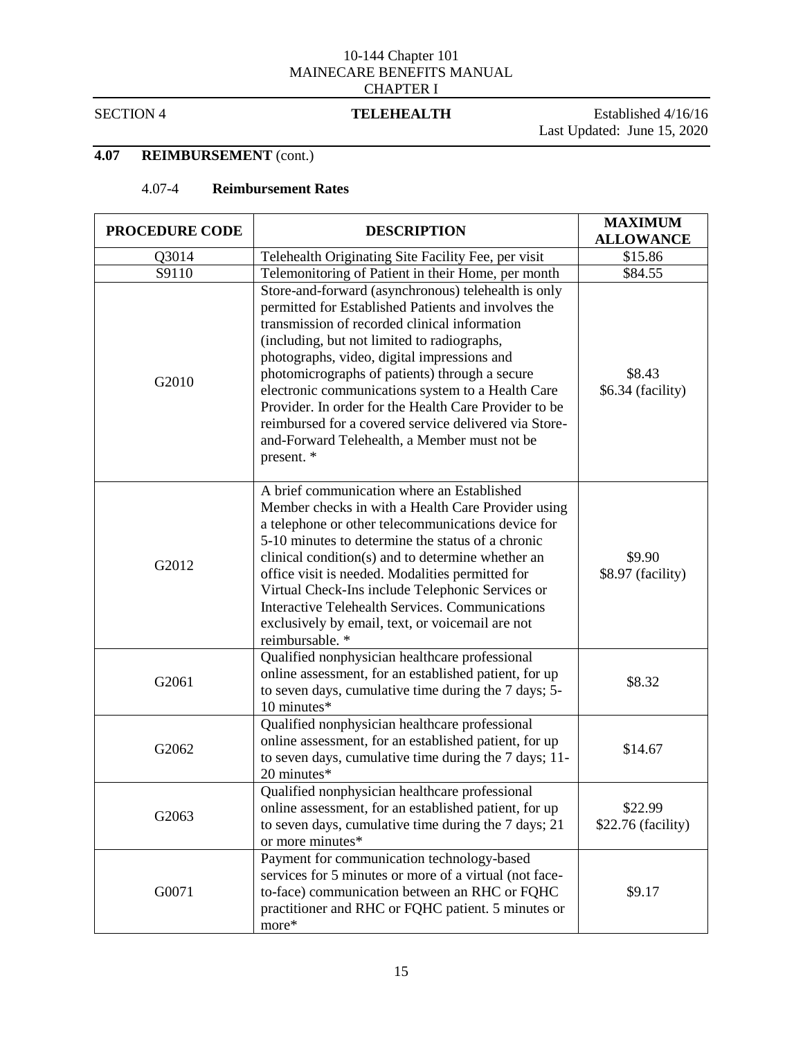## 4.07 REIMBURSEMENT (cont.)

### 4.07-4 Reimbursement Rates

| PROCEDURE CODE | DESCRIPTION | MAXIMUM ALLOWANCE |
|---|---|---|
| Q3014 | Telehealth Originating Site Facility Fee, per visit | $15.86 |
| S9110 | Telemonitoring of Patient in their Home, per month | $84.55 |
| G2010 | Store-and-forward (asynchronous) telehealth is only permitted for Established Patients and involves the transmission of recorded clinical information (including, but not limited to radiographs, photographs, video, digital impressions and photomicrographs of patients) through a secure electronic communications system to a Health Care Provider. In order for the Health Care Provider to be reimbursed for a covered service delivered via Store-and-Forward Telehealth, a Member must not be present. * | $8.43<br>$6.34 (facility) |
| G2012 | A brief communication where an Established Member checks in with a Health Care Provider using a telephone or other telecommunications device for 5-10 minutes to determine the status of a chronic clinical condition(s) and to determine whether an office visit is needed. Modalities permitted for Virtual Check-Ins include Telephonic Services or Interactive Telehealth Services. Communications exclusively by email, text, or voicemail are not reimbursable. * | $9.90<br>$8.97 (facility) |
| G2061 | Qualified nonphysician healthcare professional online assessment, for an established patient, for up to seven days, cumulative time during the 7 days; 5-10 minutes* | $8.32 |
| G2062 | Qualified nonphysician healthcare professional online assessment, for an established patient, for up to seven days, cumulative time during the 7 days; 11-20 minutes* | $14.67 |
| G2063 | Qualified nonphysician healthcare professional online assessment, for an established patient, for up to seven days, cumulative time during the 7 days; 21 or more minutes* | $22.99<br>$22.76 (facility) |
| G0071 | Payment for communication technology-based services for 5 minutes or more of a virtual (not face-to-face) communication between an RHC or FQHC practitioner and RHC or FQHC patient. 5 minutes or more* | $9.17 |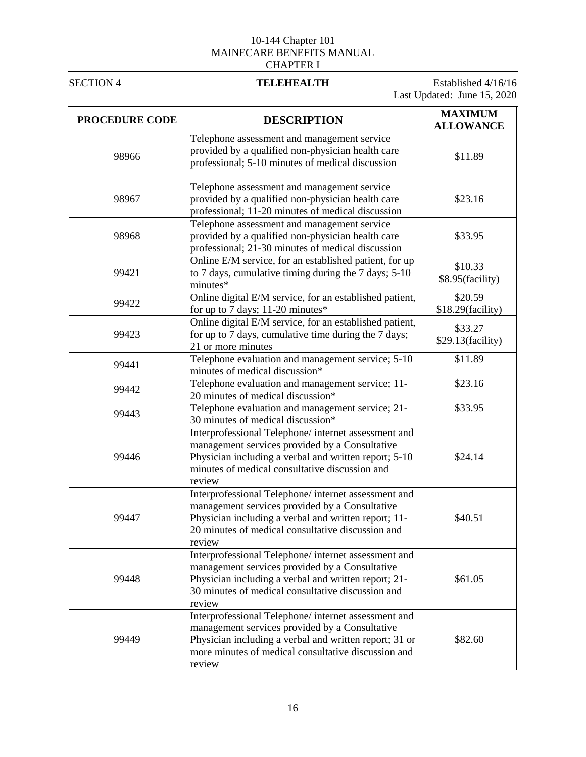| PROCEDURE CODE | DESCRIPTION | MAXIMUM ALLOWANCE |
|---|---|---|
| 98966 | Telephone assessment and management service provided by a qualified non-physician health care professional; 5-10 minutes of medical discussion | $11.89 |
| 98967 | Telephone assessment and management service provided by a qualified non-physician health care professional; 11-20 minutes of medical discussion | $23.16 |
| 98968 | Telephone assessment and management service provided by a qualified non-physician health care professional; 21-30 minutes of medical discussion | $33.95 |
| 99421 | Online E/M service, for an established patient, for up to 7 days, cumulative timing during the 7 days; 5-10 minutes* | $10.33 $8.95(facility) |
| 99422 | Online digital E/M service, for an established patient, for up to 7 days; 11-20 minutes* | $20.59 $18.29(facility) |
| 99423 | Online digital E/M service, for an established patient, for up to 7 days, cumulative time during the 7 days; 21 or more minutes | $33.27 $29.13(facility) |
| 99441 | Telephone evaluation and management service; 5-10 minutes of medical discussion* | $11.89 |
| 99442 | Telephone evaluation and management service; 11-20 minutes of medical discussion* | $23.16 |
| 99443 | Telephone evaluation and management service; 21-30 minutes of medical discussion* | $33.95 |
| 99446 | Interprofessional Telephone/ internet assessment and management services provided by a Consultative Physician including a verbal and written report; 5-10 minutes of medical consultative discussion and review | $24.14 |
| 99447 | Interprofessional Telephone/ internet assessment and management services provided by a Consultative Physician including a verbal and written report; 11-20 minutes of medical consultative discussion and review | $40.51 |
| 99448 | Interprofessional Telephone/ internet assessment and management services provided by a Consultative Physician including a verbal and written report; 21-30 minutes of medical consultative discussion and review | $61.05 |
| 99449 | Interprofessional Telephone/ internet assessment and management services provided by a Consultative Physician including a verbal and written report; 31 or more minutes of medical consultative discussion and review | $82.60 |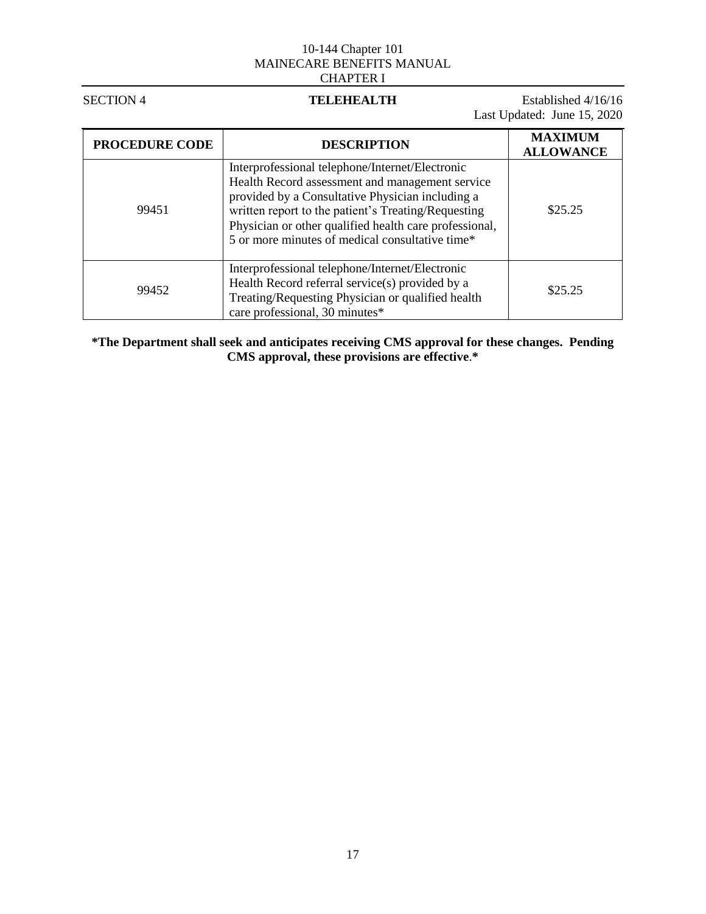| PROCEDURE CODE | DESCRIPTION | MAXIMUM ALLOWANCE |
|---|---|---|
| 99451 | Interprofessional telephone/Internet/Electronic Health Record assessment and management service provided by a Consultative Physician including a written report to the patient's Treating/Requesting Physician or other qualified health care professional, 5 or more minutes of medical consultative time* | $25.25 |
| 99452 | Interprofessional telephone/Internet/Electronic Health Record referral service(s) provided by a Treating/Requesting Physician or qualified health care professional, 30 minutes* | $25.25 |

**\*The Department shall seek and anticipates receiving CMS approval for these changes. Pending CMS approval, these provisions are effective.\***